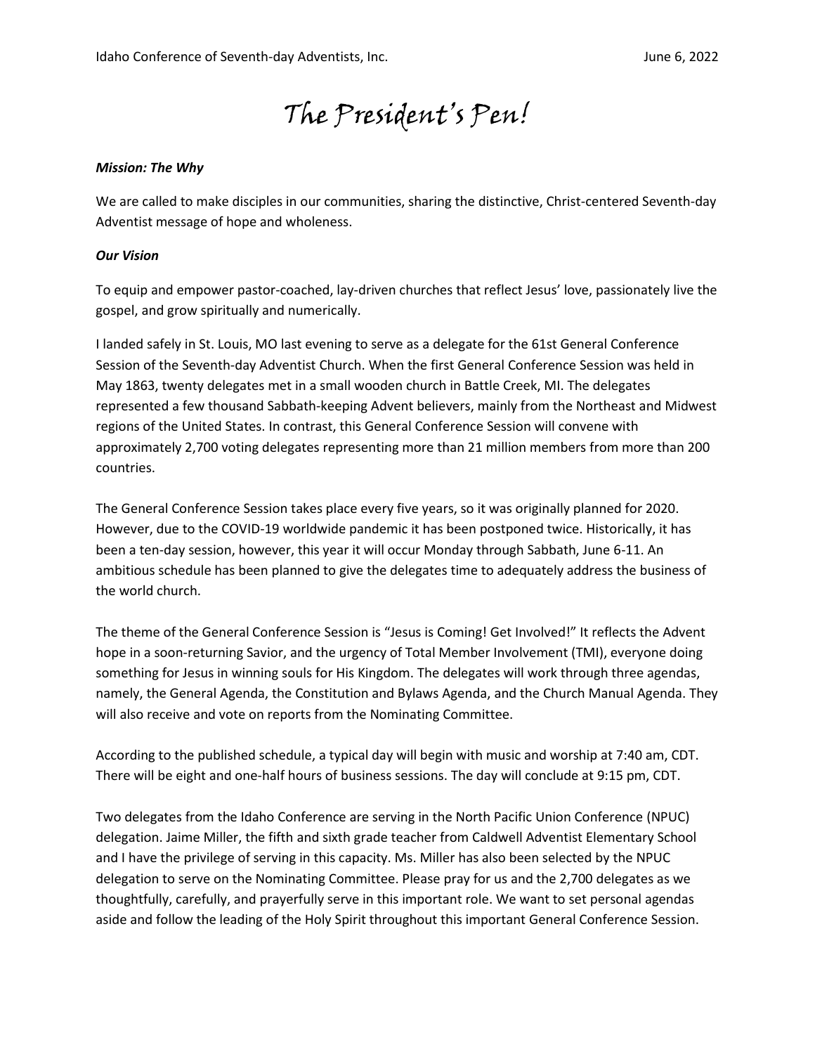Idaho Conference of Seventh-day Adventists, Inc. June 6, 2022

# The President's Pen!

***Mission: The Why***

We are called to make disciples in our communities, sharing the distinctive, Christ-centered Seventh-day Adventist message of hope and wholeness.

***Our Vision***

To equip and empower pastor-coached, lay-driven churches that reflect Jesus' love, passionately live the gospel, and grow spiritually and numerically.

I landed safely in St. Louis, MO last evening to serve as a delegate for the 61st General Conference Session of the Seventh-day Adventist Church. When the first General Conference Session was held in May 1863, twenty delegates met in a small wooden church in Battle Creek, MI. The delegates represented a few thousand Sabbath-keeping Advent believers, mainly from the Northeast and Midwest regions of the United States. In contrast, this General Conference Session will convene with approximately 2,700 voting delegates representing more than 21 million members from more than 200 countries.

The General Conference Session takes place every five years, so it was originally planned for 2020. However, due to the COVID-19 worldwide pandemic it has been postponed twice. Historically, it has been a ten-day session, however, this year it will occur Monday through Sabbath, June 6-11. An ambitious schedule has been planned to give the delegates time to adequately address the business of the world church.

The theme of the General Conference Session is "Jesus is Coming! Get Involved!" It reflects the Advent hope in a soon-returning Savior, and the urgency of Total Member Involvement (TMI), everyone doing something for Jesus in winning souls for His Kingdom. The delegates will work through three agendas, namely, the General Agenda, the Constitution and Bylaws Agenda, and the Church Manual Agenda. They will also receive and vote on reports from the Nominating Committee.

According to the published schedule, a typical day will begin with music and worship at 7:40 am, CDT. There will be eight and one-half hours of business sessions. The day will conclude at 9:15 pm, CDT.

Two delegates from the Idaho Conference are serving in the North Pacific Union Conference (NPUC) delegation. Jaime Miller, the fifth and sixth grade teacher from Caldwell Adventist Elementary School and I have the privilege of serving in this capacity. Ms. Miller has also been selected by the NPUC delegation to serve on the Nominating Committee. Please pray for us and the 2,700 delegates as we thoughtfully, carefully, and prayerfully serve in this important role. We want to set personal agendas aside and follow the leading of the Holy Spirit throughout this important General Conference Session.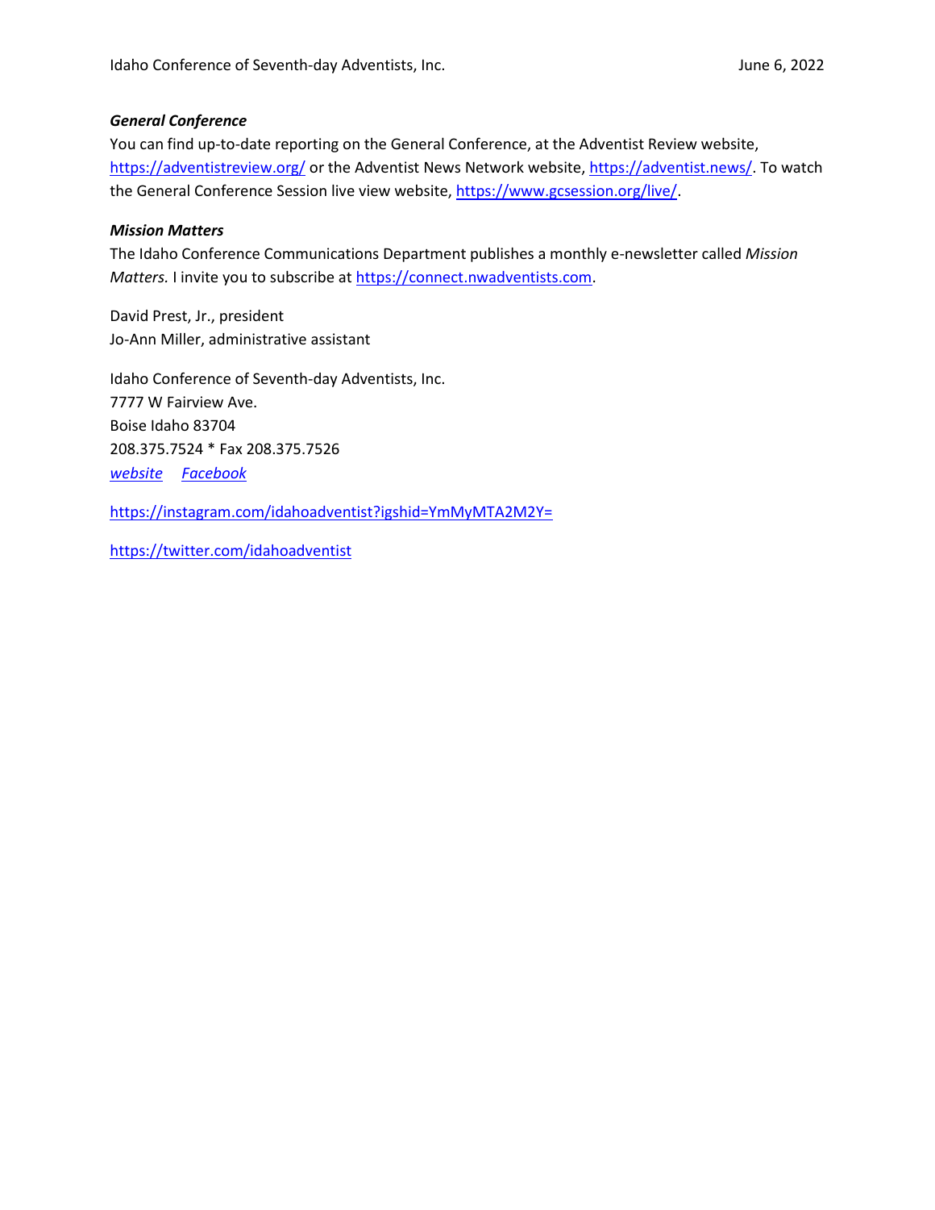***General Conference***

You can find up-to-date reporting on the General Conference, at the Adventist Review website, https://adventistreview.org/ or the Adventist News Network website, https://adventist.news/. To watch the General Conference Session live view website, https://www.gcsession.org/live/.

***Mission Matters***

The Idaho Conference Communications Department publishes a monthly e-newsletter called *Mission Matters.* I invite you to subscribe at https://connect.nwadventists.com.

David Prest, Jr., president
Jo-Ann Miller, administrative assistant

Idaho Conference of Seventh-day Adventists, Inc.
7777 W Fairview Ave.
Boise Idaho 83704
208.375.7524 * Fax 208.375.7526
*website* *Facebook*

https://instagram.com/idahoadventist?igshid=YmMyMTA2M2Y=

https://twitter.com/idahoadventist